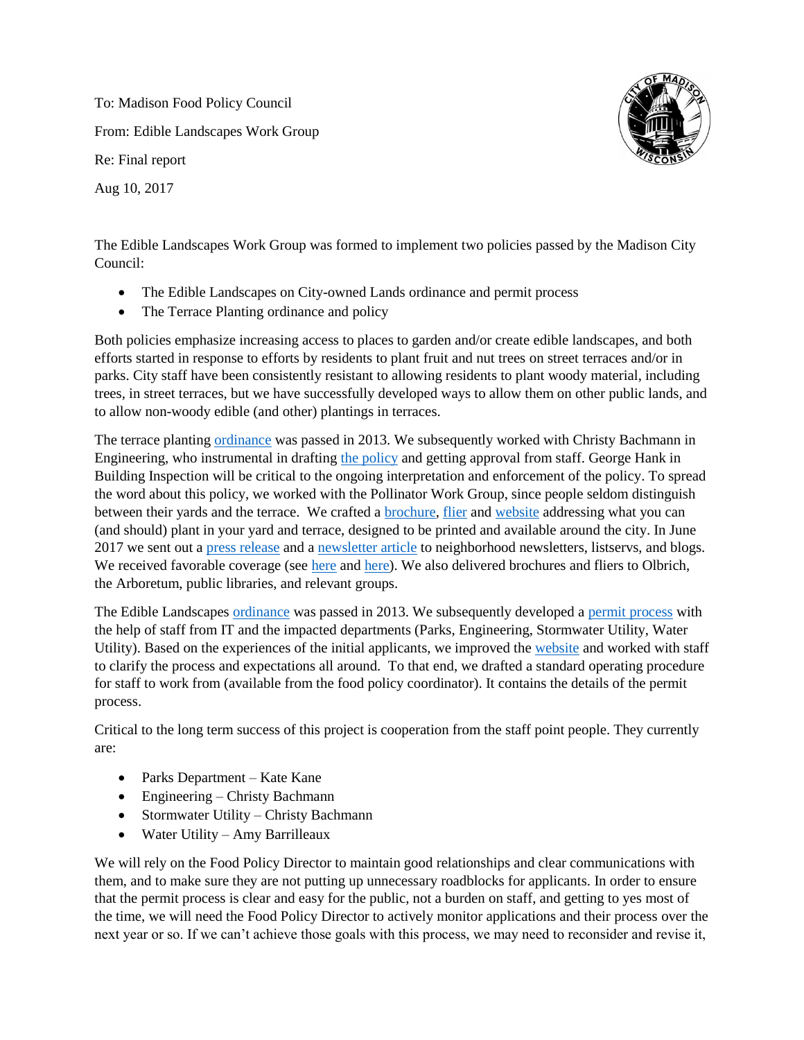To: Madison Food Policy Council

From: Edible Landscapes Work Group

Re: Final report

Aug 10, 2017

The Edible Landscapes Work Group was formed to implement two policies passed by the Madison City Council:

- The Edible Landscapes on City-owned Lands ordinance and permit process
- The Terrace Planting ordinance and policy

Both policies emphasize increasing access to places to garden and/or create edible landscapes, and both efforts started in response to efforts by residents to plant fruit and nut trees on street terraces and/or in parks. City staff have been consistently resistant to allowing residents to plant woody material, including trees, in street terraces, but we have successfully developed ways to allow them on other public lands, and to allow non-woody edible (and other) plantings in terraces.

The terrace planting ordinance was passed in 2013. We subsequently worked with Christy Bachmann in Engineering, who instrumental in drafting the policy and getting approval from staff. George Hank in Building Inspection will be critical to the ongoing interpretation and enforcement of the policy. To spread the word about this policy, we worked with the Pollinator Work Group, since people seldom distinguish between their yards and the terrace. We crafted a brochure, flier and website addressing what you can (and should) plant in your yard and terrace, designed to be printed and available around the city. In June 2017 we sent out a press release and a newsletter article to neighborhood newsletters, listservs, and blogs. We received favorable coverage (see here and here). We also delivered brochures and fliers to Olbrich, the Arboretum, public libraries, and relevant groups.

The Edible Landscapes ordinance was passed in 2013. We subsequently developed a permit process with the help of staff from IT and the impacted departments (Parks, Engineering, Stormwater Utility, Water Utility). Based on the experiences of the initial applicants, we improved the website and worked with staff to clarify the process and expectations all around. To that end, we drafted a standard operating procedure for staff to work from (available from the food policy coordinator). It contains the details of the permit process.

Critical to the long term success of this project is cooperation from the staff point people. They currently are:

- Parks Department – Kate Kane
- Engineering – Christy Bachmann
- Stormwater Utility – Christy Bachmann
- Water Utility – Amy Barrilleaux

We will rely on the Food Policy Director to maintain good relationships and clear communications with them, and to make sure they are not putting up unnecessary roadblocks for applicants. In order to ensure that the permit process is clear and easy for the public, not a burden on staff, and getting to yes most of the time, we will need the Food Policy Director to actively monitor applications and their process over the next year or so. If we can't achieve those goals with this process, we may need to reconsider and revise it,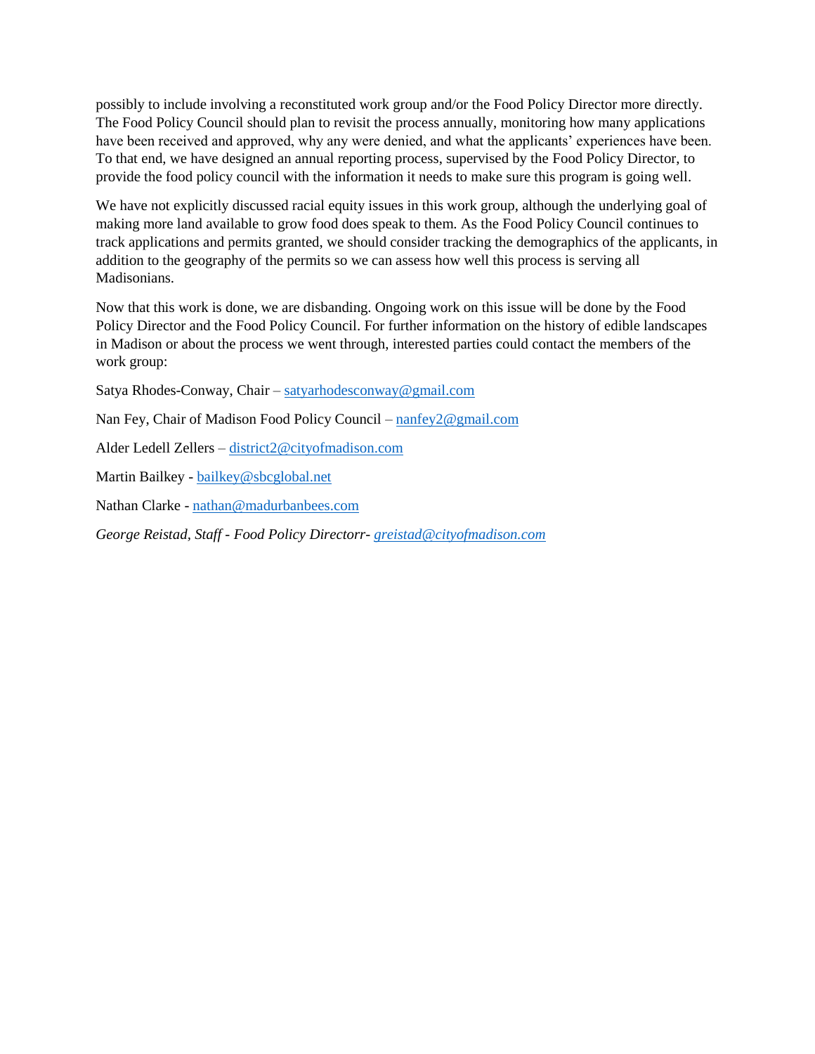possibly to include involving a reconstituted work group and/or the Food Policy Director more directly. The Food Policy Council should plan to revisit the process annually, monitoring how many applications have been received and approved, why any were denied, and what the applicants' experiences have been. To that end, we have designed an annual reporting process, supervised by the Food Policy Director, to provide the food policy council with the information it needs to make sure this program is going well.

We have not explicitly discussed racial equity issues in this work group, although the underlying goal of making more land available to grow food does speak to them. As the Food Policy Council continues to track applications and permits granted, we should consider tracking the demographics of the applicants, in addition to the geography of the permits so we can assess how well this process is serving all Madisonians.

Now that this work is done, we are disbanding. Ongoing work on this issue will be done by the Food Policy Director and the Food Policy Council. For further information on the history of edible landscapes in Madison or about the process we went through, interested parties could contact the members of the work group:

Satya Rhodes-Conway, Chair – satyarhodesconway@gmail.com

Nan Fey, Chair of Madison Food Policy Council – nanfey2@gmail.com

Alder Ledell Zellers – district2@cityofmadison.com

Martin Bailkey - bailkey@sbcglobal.net

Nathan Clarke - nathan@madurbanbees.com

*George Reistad, Staff - Food Policy Directorr- greistad@cityofmadison.com*